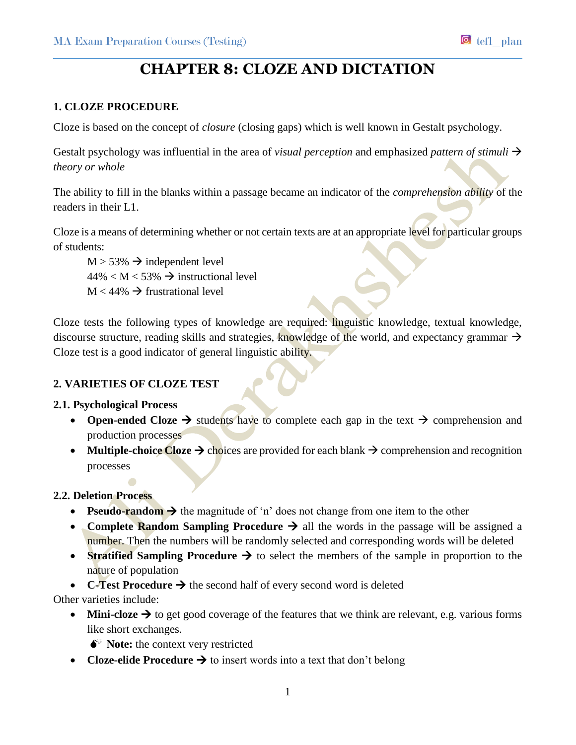# CHAPTER 8: CLOZE AND DICTATION

## 1. CLOZE PROCEDURE

Cloze is based on the concept of *closure* (closing gaps) which is well known in Gestalt psychology.

Gestalt psychology was influential in the area of *visual perception* and emphasized *pattern of stimuli* → *theory or whole*

The ability to fill in the blanks within a passage became an indicator of the *comprehension ability* of the readers in their L1.

Cloze is a means of determining whether or not certain texts are at an appropriate level for particular groups of students:

M > 53% → independent level
44% < M < 53% → instructional level
M < 44% → frustrational level

Cloze tests the following types of knowledge are required: linguistic knowledge, textual knowledge, discourse structure, reading skills and strategies, knowledge of the world, and expectancy grammar → Cloze test is a good indicator of general linguistic ability.

## 2. VARIETIES OF CLOZE TEST

### 2.1. Psychological Process

- **Open-ended Cloze** → students have to complete each gap in the text → comprehension and production processes
- **Multiple-choice Cloze** → choices are provided for each blank → comprehension and recognition processes

### 2.2. Deletion Process

- **Pseudo-random** → the magnitude of 'n' does not change from one item to the other
- **Complete Random Sampling Procedure** → all the words in the passage will be assigned a number. Then the numbers will be randomly selected and corresponding words will be deleted
- **Stratified Sampling Procedure** → to select the members of the sample in proportion to the nature of population
- **C-Test Procedure** → the second half of every second word is deleted

Other varieties include:

- **Mini-cloze** → to get good coverage of the features that we think are relevant, e.g. various forms like short exchanges.
  - **Note:** the context very restricted
- **Cloze-elide Procedure** → to insert words into a text that don't belong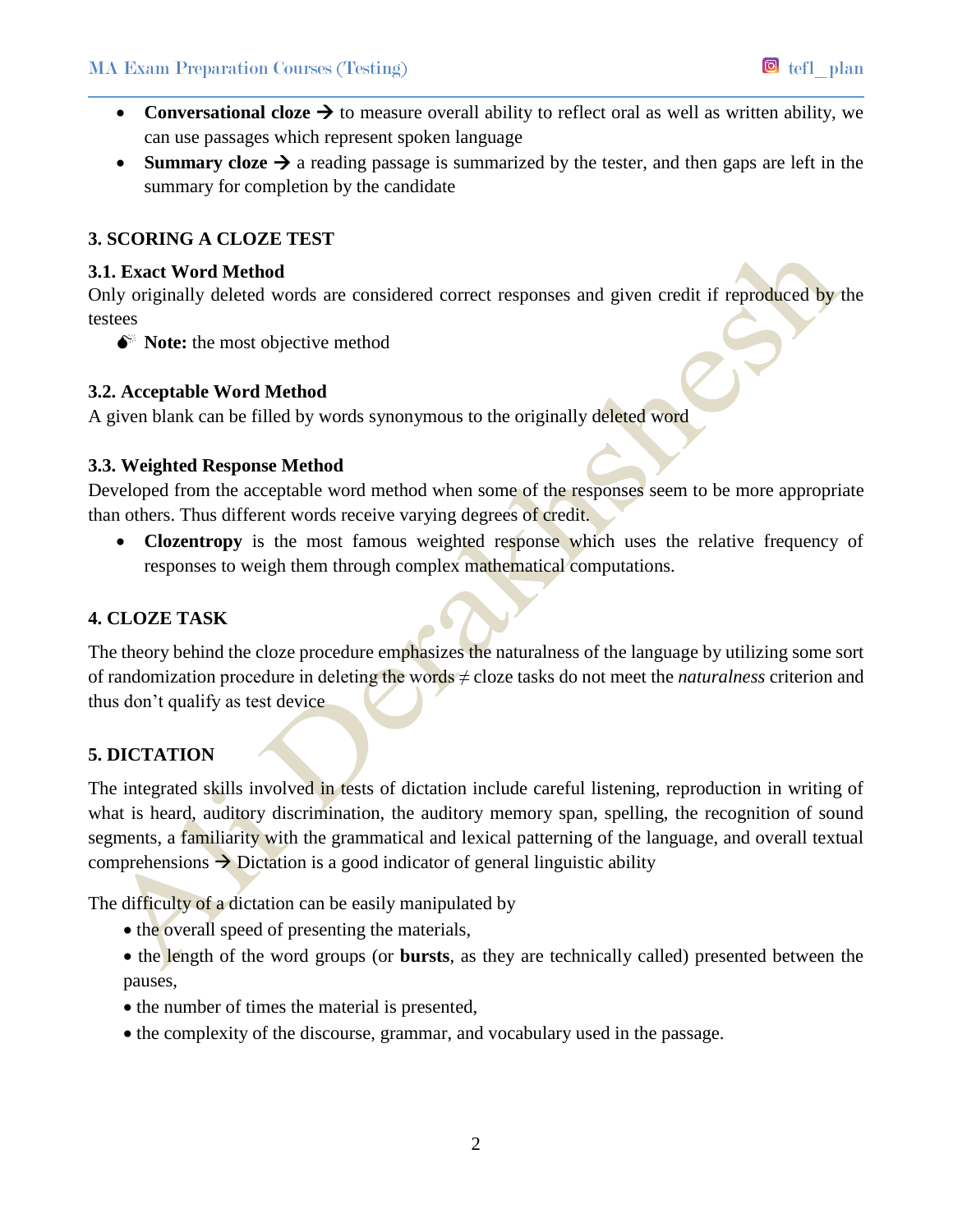- **Conversational cloze** → to measure overall ability to reflect oral as well as written ability, we can use passages which represent spoken language
- **Summary cloze** → a reading passage is summarized by the tester, and then gaps are left in the summary for completion by the candidate

### 3. SCORING A CLOZE TEST

#### 3.1. Exact Word Method

Only originally deleted words are considered correct responses and given credit if reproduced by the testees

- **Note:** the most objective method

#### 3.2. Acceptable Word Method

A given blank can be filled by words synonymous to the originally deleted word

#### 3.3. Weighted Response Method

Developed from the acceptable word method when some of the responses seem to be more appropriate than others. Thus different words receive varying degrees of credit.

- **Clozentropy** is the most famous weighted response which uses the relative frequency of responses to weigh them through complex mathematical computations.

### 4. CLOZE TASK

The theory behind the cloze procedure emphasizes the naturalness of the language by utilizing some sort of randomization procedure in deleting the words ≠ cloze tasks do not meet the *naturalness* criterion and thus don't qualify as test device

### 5. DICTATION

The integrated skills involved in tests of dictation include careful listening, reproduction in writing of what is heard, auditory discrimination, the auditory memory span, spelling, the recognition of sound segments, a familiarity with the grammatical and lexical patterning of the language, and overall textual comprehensions → Dictation is a good indicator of general linguistic ability

The difficulty of a dictation can be easily manipulated by

- the overall speed of presenting the materials,
- the length of the word groups (or **bursts**, as they are technically called) presented between the pauses,
- the number of times the material is presented,
- the complexity of the discourse, grammar, and vocabulary used in the passage.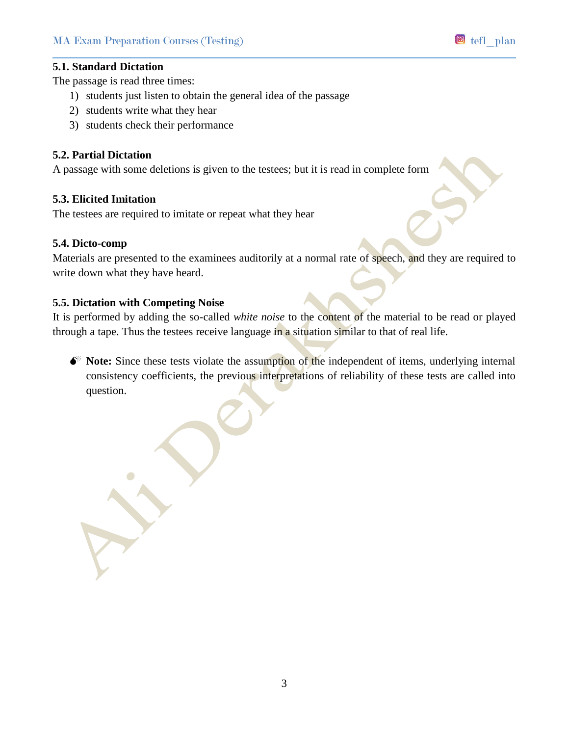### 5.1. Standard Dictation

The passage is read three times:

1) students just listen to obtain the general idea of the passage
2) students write what they hear
3) students check their performance

### 5.2. Partial Dictation

A passage with some deletions is given to the testees; but it is read in complete form

### 5.3. Elicited Imitation

The testees are required to imitate or repeat what they hear

### 5.4. Dicto-comp

Materials are presented to the examinees auditorily at a normal rate of speech, and they are required to write down what they have heard.

### 5.5. Dictation with Competing Noise

It is performed by adding the so-called *white noise* to the content of the material to be read or played through a tape. Thus the testees receive language in a situation similar to that of real life.

- **Note:** Since these tests violate the assumption of the independent of items, underlying internal consistency coefficients, the previous interpretations of reliability of these tests are called into question.